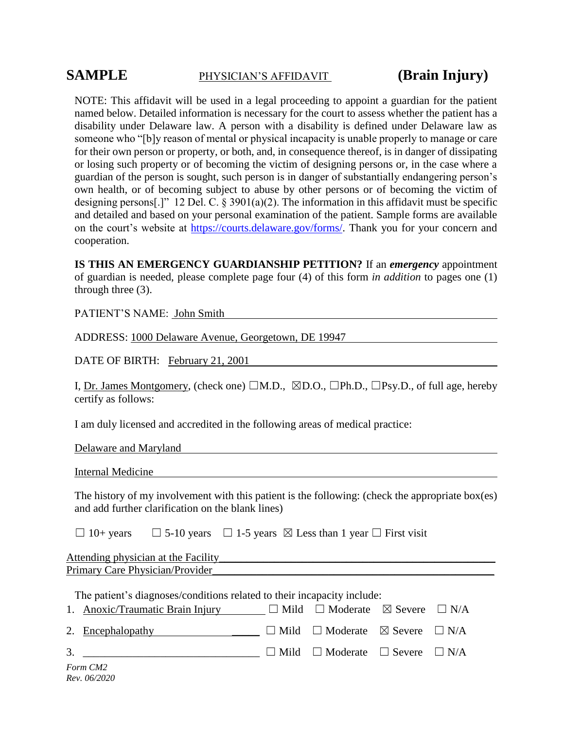**SAMPLE** PHYSICIAN'S AFFIDAVIT **(Brain Injury)**

NOTE: This affidavit will be used in a legal proceeding to appoint a guardian for the patient named below. Detailed information is necessary for the court to assess whether the patient has a disability under Delaware law. A person with a disability is defined under Delaware law as someone who "[b]y reason of mental or physical incapacity is unable properly to manage or care for their own person or property, or both, and, in consequence thereof, is in danger of dissipating or losing such property or of becoming the victim of designing persons or, in the case where a guardian of the person is sought, such person is in danger of substantially endangering person's own health, or of becoming subject to abuse by other persons or of becoming the victim of designing persons[.]" 12 Del. C. § 3901(a)(2). The information in this affidavit must be specific and detailed and based on your personal examination of the patient. Sample forms are available on the court's website at https://courts.delaware.gov/forms/. Thank you for your concern and cooperation.

**IS THIS AN EMERGENCY GUARDIANSHIP PETITION?** If an ***emergency*** appointment of guardian is needed, please complete page four (4) of this form *in addition* to pages one (1) through three (3).

PATIENT'S NAME: John Smith

ADDRESS: 1000 Delaware Avenue, Georgetown, DE 19947

DATE OF BIRTH: February 21, 2001

I, Dr. James Montgomery, (check one) ☐M.D., ☒D.O., ☐Ph.D., ☐Psy.D., of full age, hereby certify as follows:

I am duly licensed and accredited in the following areas of medical practice:

Delaware and Maryland

Internal Medicine

The history of my involvement with this patient is the following: (check the appropriate box(es) and add further clarification on the blank lines)

☐ 10+ years ☐ 5-10 years ☐ 1-5 years ☒ Less than 1 year ☐ First visit

Attending physician at the Facility
Primary Care Physician/Provider

The patient's diagnoses/conditions related to their incapacity include:

1. Anoxic/Traumatic Brain Injury ☐ Mild ☐ Moderate ☒ Severe ☐ N/A
2. Encephalopathy ☐ Mild ☐ Moderate ☒ Severe ☐ N/A
3. ________________ ☐ Mild ☐ Moderate ☐ Severe ☐ N/A

*Form CM2*
*Rev. 06/2020*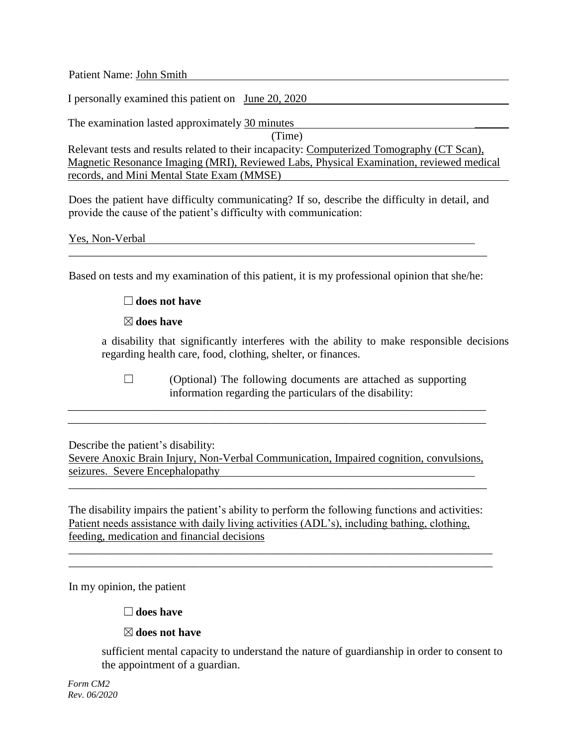Patient Name: John Smith

I personally examined this patient on June 20, 2020

The examination lasted approximately 30 minutes
(Time)

Relevant tests and results related to their incapacity: Computerized Tomography (CT Scan), Magnetic Resonance Imaging (MRI), Reviewed Labs, Physical Examination, reviewed medical records, and Mini Mental State Exam (MMSE)

Does the patient have difficulty communicating? If so, describe the difficulty in detail, and provide the cause of the patient's difficulty with communication:

Yes, Non-Verbal

Based on tests and my examination of this patient, it is my professional opinion that she/he:

☐ **does not have**

☒ **does have**

a disability that significantly interferes with the ability to make responsible decisions regarding health care, food, clothing, shelter, or finances.

☐ (Optional) The following documents are attached as supporting information regarding the particulars of the disability:

Describe the patient's disability:
Severe Anoxic Brain Injury, Non-Verbal Communication, Impaired cognition, convulsions, seizures. Severe Encephalopathy

The disability impairs the patient's ability to perform the following functions and activities:
Patient needs assistance with daily living activities (ADL's), including bathing, clothing, feeding, medication and financial decisions

In my opinion, the patient

☐ **does have**

☒ **does not have**

sufficient mental capacity to understand the nature of guardianship in order to consent to the appointment of a guardian.

*Form CM2*
*Rev. 06/2020*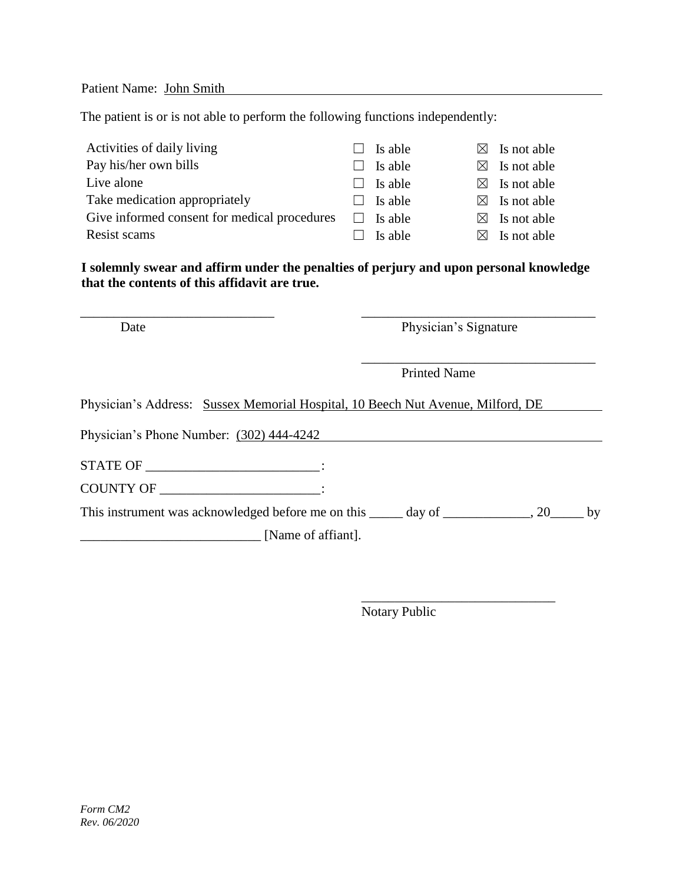Patient Name: John Smith

The patient is or is not able to perform the following functions independently:

| | | |
|---|---|---|
| Activities of daily living | ☐ Is able | ☒ Is not able |
| Pay his/her own bills | ☐ Is able | ☒ Is not able |
| Live alone | ☐ Is able | ☒ Is not able |
| Take medication appropriately | ☐ Is able | ☒ Is not able |
| Give informed consent for medical procedures | ☐ Is able | ☒ Is not able |
| Resist scams | ☐ Is able | ☒ Is not able |

**I solemnly swear and affirm under the penalties of perjury and upon personal knowledge that the contents of this affidavit are true.**

_____________________________ Date

___________________________________ Physician's Signature

___________________________________ Printed Name

Physician's Address: Sussex Memorial Hospital, 10 Beech Nut Avenue, Milford, DE

Physician's Phone Number: (302) 444-4242

STATE OF __________________________:

COUNTY OF ________________________:

This instrument was acknowledged before me on this _____ day of _____________, 20_____ by ___________________________ [Name of affiant].

_____________________________ Notary Public

*Form CM2*
*Rev. 06/2020*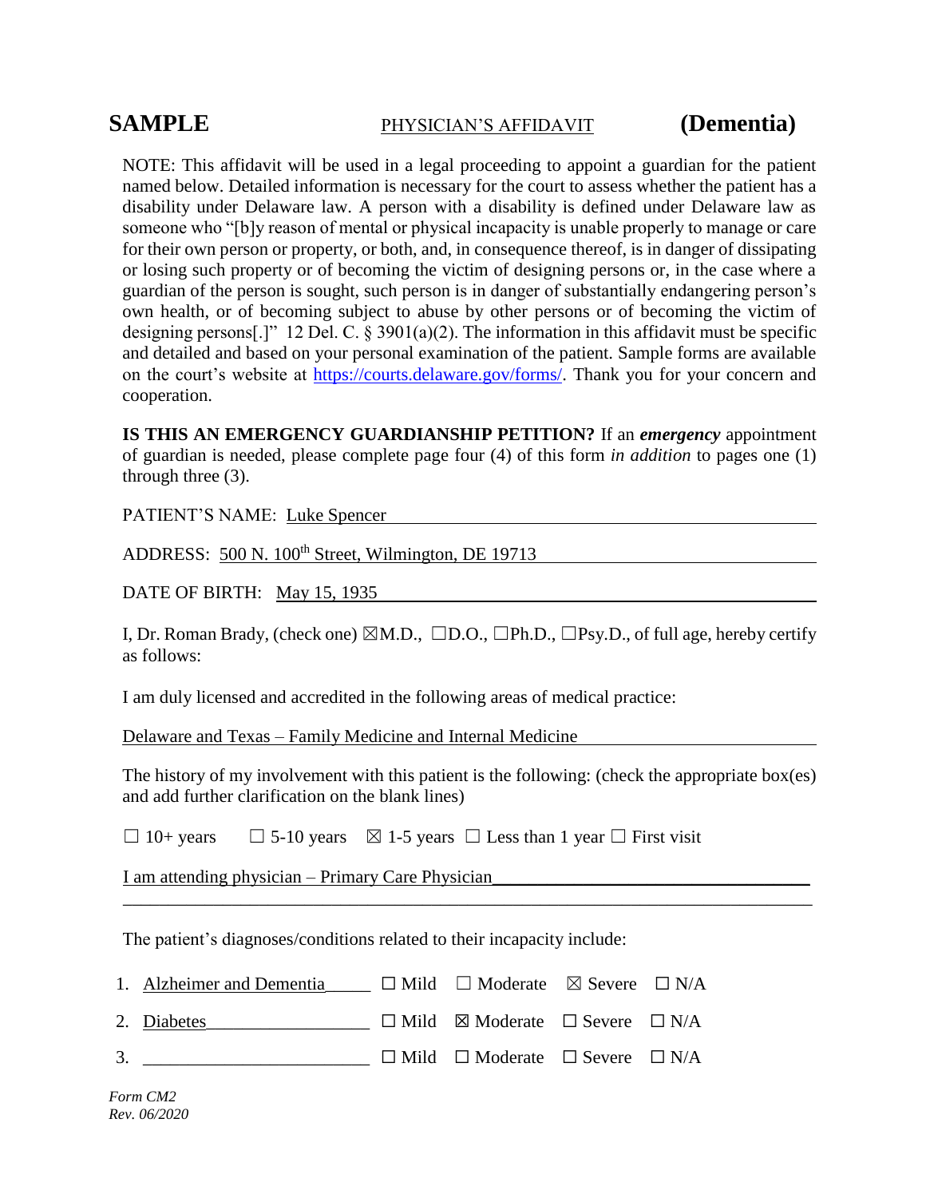**SAMPLE** PHYSICIAN'S AFFIDAVIT **(Dementia)**

NOTE: This affidavit will be used in a legal proceeding to appoint a guardian for the patient named below. Detailed information is necessary for the court to assess whether the patient has a disability under Delaware law. A person with a disability is defined under Delaware law as someone who "[b]y reason of mental or physical incapacity is unable properly to manage or care for their own person or property, or both, and, in consequence thereof, is in danger of dissipating or losing such property or of becoming the victim of designing persons or, in the case where a guardian of the person is sought, such person is in danger of substantially endangering person's own health, or of becoming subject to abuse by other persons or of becoming the victim of designing persons[.]" 12 Del. C. § 3901(a)(2). The information in this affidavit must be specific and detailed and based on your personal examination of the patient. Sample forms are available on the court's website at https://courts.delaware.gov/forms/. Thank you for your concern and cooperation.

**IS THIS AN EMERGENCY GUARDIANSHIP PETITION?** If an ***emergency*** appointment of guardian is needed, please complete page four (4) of this form *in addition* to pages one (1) through three (3).

PATIENT'S NAME: Luke Spencer

ADDRESS: 500 N. 100th Street, Wilmington, DE 19713

DATE OF BIRTH: May 15, 1935

I, Dr. Roman Brady, (check one) ☒M.D., ☐D.O., ☐Ph.D., ☐Psy.D., of full age, hereby certify as follows:

I am duly licensed and accredited in the following areas of medical practice:

Delaware and Texas – Family Medicine and Internal Medicine

The history of my involvement with this patient is the following: (check the appropriate box(es) and add further clarification on the blank lines)

☐ 10+ years ☐ 5-10 years ☒ 1-5 years ☐ Less than 1 year ☐ First visit

I am attending physician – Primary Care Physician

The patient's diagnoses/conditions related to their incapacity include:

1. Alzheimer and Dementia ☐ Mild ☐ Moderate ☒ Severe ☐ N/A
2. Diabetes ☐ Mild ☒ Moderate ☐ Severe ☐ N/A
3. ________________ ☐ Mild ☐ Moderate ☐ Severe ☐ N/A

*Form CM2*
*Rev. 06/2020*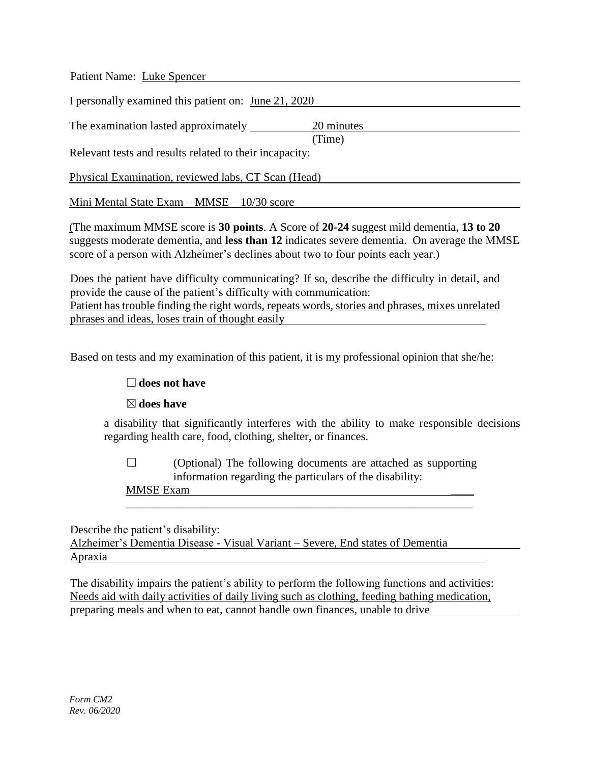Patient Name: Luke Spencer

I personally examined this patient on: June 21, 2020

The examination lasted approximately 20 minutes (Time)

Relevant tests and results related to their incapacity:

Physical Examination, reviewed labs, CT Scan (Head)

Mini Mental State Exam – MMSE – 10/30 score

(The maximum MMSE score is **30 points**. A Score of **20-24** suggest mild dementia, **13 to 20** suggests moderate dementia, and **less than 12** indicates severe dementia. On average the MMSE score of a person with Alzheimer's declines about two to four points each year.)

Does the patient have difficulty communicating? If so, describe the difficulty in detail, and provide the cause of the patient's difficulty with communication:
Patient has trouble finding the right words, repeats words, stories and phrases, mixes unrelated phrases and ideas, loses train of thought easily

Based on tests and my examination of this patient, it is my professional opinion that she/he:

☐ **does not have**

☒ **does have**

a disability that significantly interferes with the ability to make responsible decisions regarding health care, food, clothing, shelter, or finances.

☐ (Optional) The following documents are attached as supporting information regarding the particulars of the disability:
MMSE Exam

Describe the patient's disability:
Alzheimer's Dementia Disease - Visual Variant – Severe, End states of Dementia
Apraxia

The disability impairs the patient's ability to perform the following functions and activities:
Needs aid with daily activities of daily living such as clothing, feeding bathing medication, preparing meals and when to eat, cannot handle own finances, unable to drive

*Form CM2*
*Rev. 06/2020*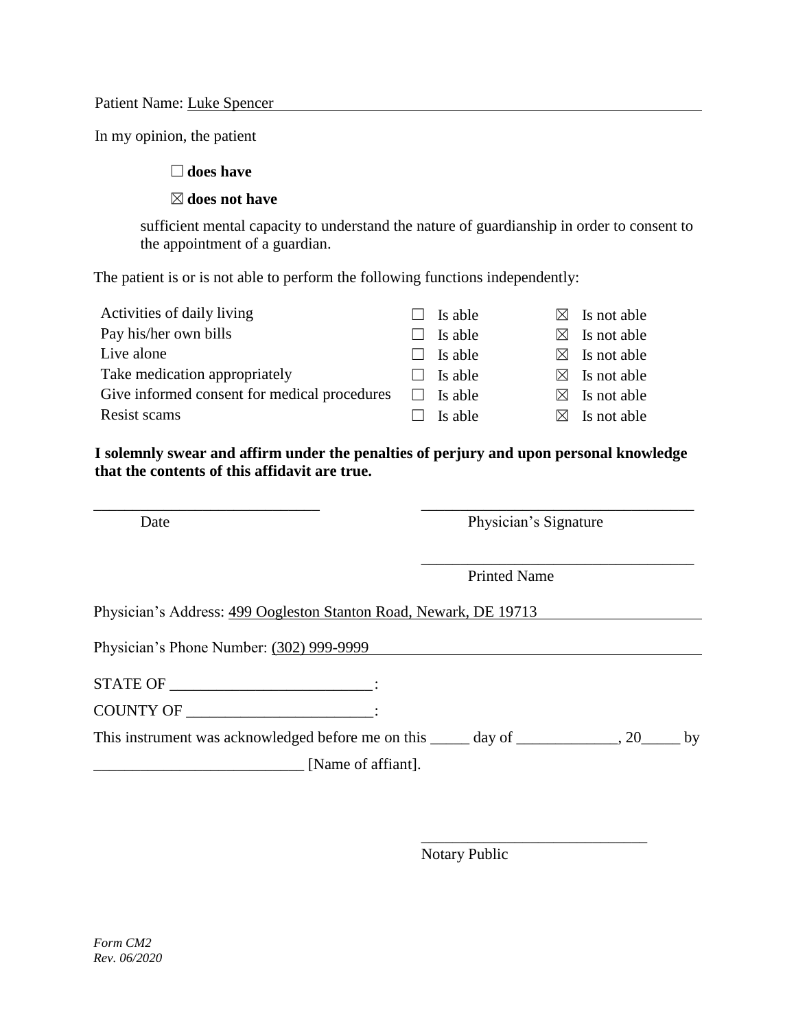Patient Name: Luke Spencer

In my opinion, the patient

☐ **does have**

☒ **does not have**

sufficient mental capacity to understand the nature of guardianship in order to consent to the appointment of a guardian.

The patient is or is not able to perform the following functions independently:

| | | |
|---|---|---|
| Activities of daily living | ☐ Is able | ☒ Is not able |
| Pay his/her own bills | ☐ Is able | ☒ Is not able |
| Live alone | ☐ Is able | ☒ Is not able |
| Take medication appropriately | ☐ Is able | ☒ Is not able |
| Give informed consent for medical procedures | ☐ Is able | ☒ Is not able |
| Resist scams | ☐ Is able | ☒ Is not able |

**I solemnly swear and affirm under the penalties of perjury and upon personal knowledge that the contents of this affidavit are true.**

_____________________________ Date

___________________________________ Physician's Signature

___________________________________ Printed Name

Physician's Address: 499 Oogleston Stanton Road, Newark, DE 19713

Physician's Phone Number: (302) 999-9999

STATE OF __________________________:

COUNTY OF ________________________:

This instrument was acknowledged before me on this _____ day of _____________, 20_____ by ___________________________ [Name of affiant].

_____________________________ Notary Public

*Form CM2*
*Rev. 06/2020*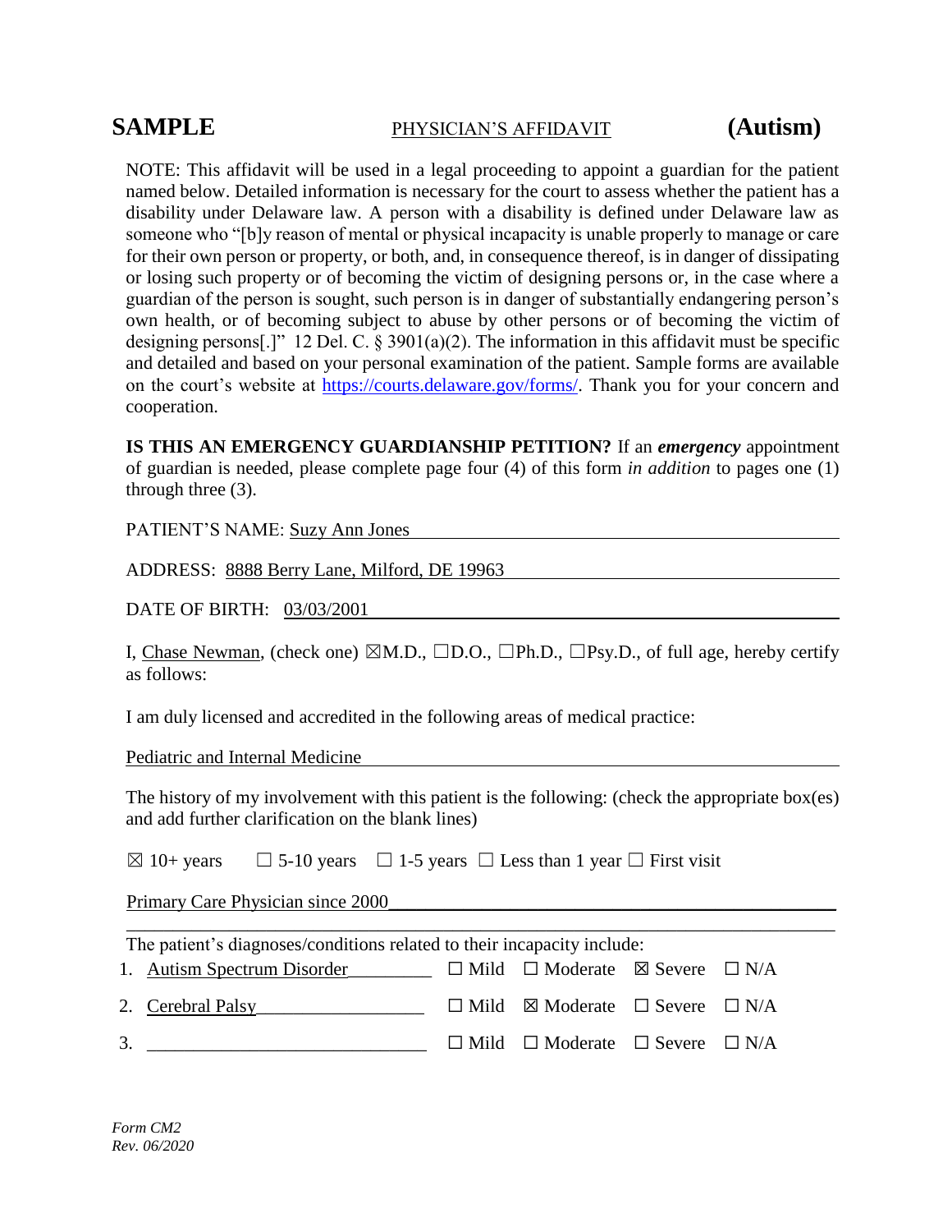**SAMPLE** PHYSICIAN'S AFFIDAVIT **(Autism)**

NOTE: This affidavit will be used in a legal proceeding to appoint a guardian for the patient named below. Detailed information is necessary for the court to assess whether the patient has a disability under Delaware law. A person with a disability is defined under Delaware law as someone who "[b]y reason of mental or physical incapacity is unable properly to manage or care for their own person or property, or both, and, in consequence thereof, is in danger of dissipating or losing such property or of becoming the victim of designing persons or, in the case where a guardian of the person is sought, such person is in danger of substantially endangering person's own health, or of becoming subject to abuse by other persons or of becoming the victim of designing persons[.]" 12 Del. C. § 3901(a)(2). The information in this affidavit must be specific and detailed and based on your personal examination of the patient. Sample forms are available on the court's website at https://courts.delaware.gov/forms/. Thank you for your concern and cooperation.

**IS THIS AN EMERGENCY GUARDIANSHIP PETITION?** If an ***emergency*** appointment of guardian is needed, please complete page four (4) of this form *in addition* to pages one (1) through three (3).

PATIENT'S NAME: Suzy Ann Jones

ADDRESS: 8888 Berry Lane, Milford, DE 19963

DATE OF BIRTH: 03/03/2001

I, Chase Newman, (check one) ☒M.D., ☐D.O., ☐Ph.D., ☐Psy.D., of full age, hereby certify as follows:

I am duly licensed and accredited in the following areas of medical practice:

Pediatric and Internal Medicine

The history of my involvement with this patient is the following: (check the appropriate box(es) and add further clarification on the blank lines)

☒ 10+ years ☐ 5-10 years ☐ 1-5 years ☐ Less than 1 year ☐ First visit

Primary Care Physician since 2000

The patient's diagnoses/conditions related to their incapacity include:

1. Autism Spectrum Disorder ☐ Mild ☐ Moderate ☒ Severe ☐ N/A
2. Cerebral Palsy ☐ Mild ☒ Moderate ☐ Severe ☐ N/A
3. ______________ ☐ Mild ☐ Moderate ☐ Severe ☐ N/A

*Form CM2*
*Rev. 06/2020*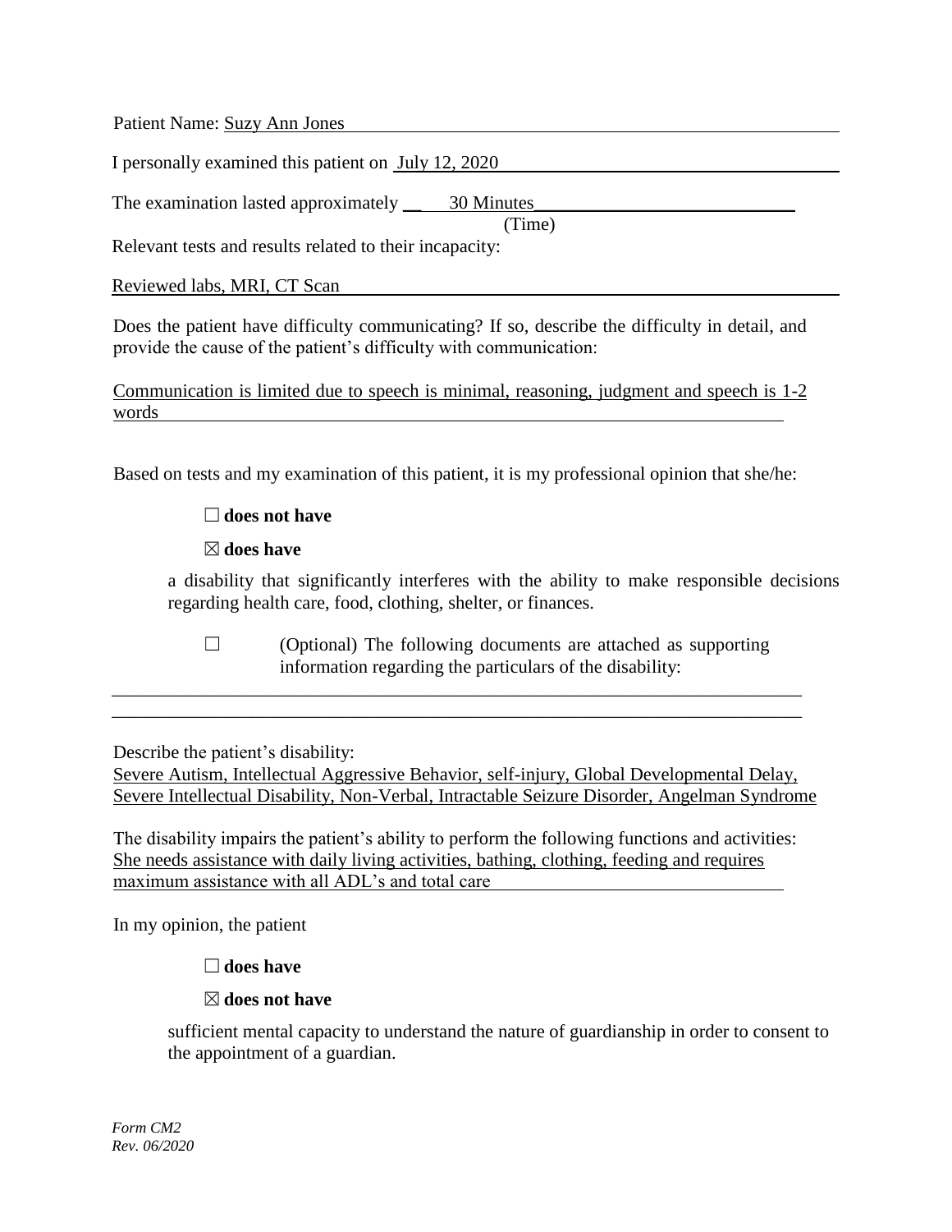Patient Name: Suzy Ann Jones

I personally examined this patient on July 12, 2020

The examination lasted approximately 30 Minutes
(Time)

Relevant tests and results related to their incapacity:

Reviewed labs, MRI, CT Scan

Does the patient have difficulty communicating? If so, describe the difficulty in detail, and provide the cause of the patient's difficulty with communication:

Communication is limited due to speech is minimal, reasoning, judgment and speech is 1-2 words

Based on tests and my examination of this patient, it is my professional opinion that she/he:

☐ **does not have**

☒ **does have**

a disability that significantly interferes with the ability to make responsible decisions regarding health care, food, clothing, shelter, or finances.

☐ (Optional) The following documents are attached as supporting information regarding the particulars of the disability:

Describe the patient's disability:
Severe Autism, Intellectual Aggressive Behavior, self-injury, Global Developmental Delay, Severe Intellectual Disability, Non-Verbal, Intractable Seizure Disorder, Angelman Syndrome

The disability impairs the patient's ability to perform the following functions and activities:
She needs assistance with daily living activities, bathing, clothing, feeding and requires maximum assistance with all ADL's and total care

In my opinion, the patient

☐ **does have**

☒ **does not have**

sufficient mental capacity to understand the nature of guardianship in order to consent to the appointment of a guardian.

*Form CM2*
*Rev. 06/2020*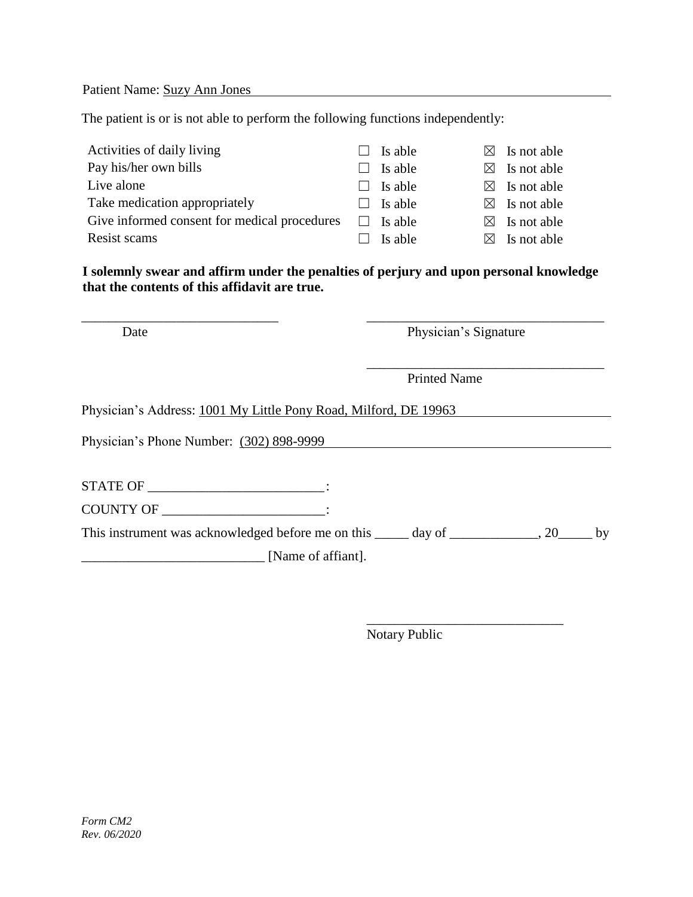Patient Name: Suzy Ann Jones

The patient is or is not able to perform the following functions independently:

| | | |
|---|---|---|
| Activities of daily living | ☐ Is able | ☒ Is not able |
| Pay his/her own bills | ☐ Is able | ☒ Is not able |
| Live alone | ☐ Is able | ☒ Is not able |
| Take medication appropriately | ☐ Is able | ☒ Is not able |
| Give informed consent for medical procedures | ☐ Is able | ☒ Is not able |
| Resist scams | ☐ Is able | ☒ Is not able |

**I solemnly swear and affirm under the penalties of perjury and upon personal knowledge that the contents of this affidavit are true.**

_____________________________ Date

___________________________________ Physician's Signature

___________________________________ Printed Name

Physician's Address: 1001 My Little Pony Road, Milford, DE 19963

Physician's Phone Number: (302) 898-9999

STATE OF __________________________:

COUNTY OF ________________________:

This instrument was acknowledged before me on this _____ day of _____________, 20_____ by ___________________________ [Name of affiant].

_____________________________ Notary Public

*Form CM2*
*Rev. 06/2020*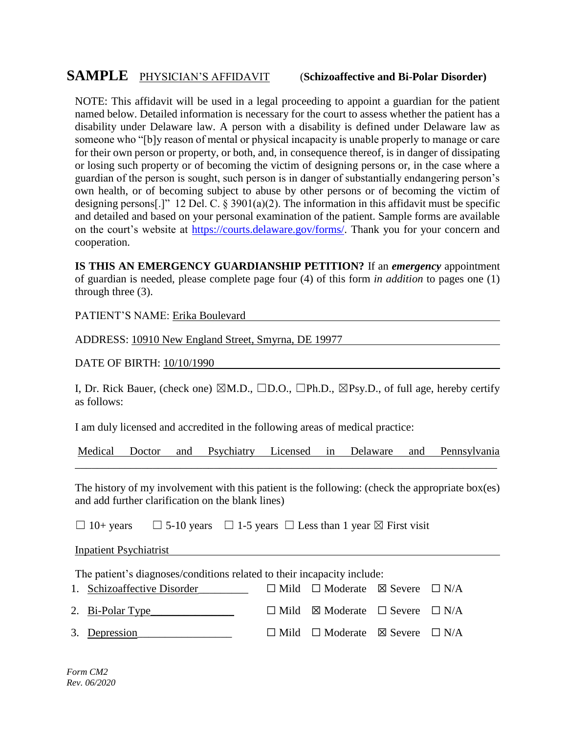**SAMPLE** PHYSICIAN'S AFFIDAVIT (**Schizoaffective and Bi-Polar Disorder)**

NOTE: This affidavit will be used in a legal proceeding to appoint a guardian for the patient named below. Detailed information is necessary for the court to assess whether the patient has a disability under Delaware law. A person with a disability is defined under Delaware law as someone who "[b]y reason of mental or physical incapacity is unable properly to manage or care for their own person or property, or both, and, in consequence thereof, is in danger of dissipating or losing such property or of becoming the victim of designing persons or, in the case where a guardian of the person is sought, such person is in danger of substantially endangering person's own health, or of becoming subject to abuse by other persons or of becoming the victim of designing persons[.]" 12 Del. C. § 3901(a)(2). The information in this affidavit must be specific and detailed and based on your personal examination of the patient. Sample forms are available on the court's website at https://courts.delaware.gov/forms/. Thank you for your concern and cooperation.

**IS THIS AN EMERGENCY GUARDIANSHIP PETITION?** If an ***emergency*** appointment of guardian is needed, please complete page four (4) of this form *in addition* to pages one (1) through three (3).

PATIENT'S NAME: Erika Boulevard

ADDRESS: 10910 New England Street, Smyrna, DE 19977

DATE OF BIRTH: 10/10/1990

I, Dr. Rick Bauer, (check one) ☒M.D., ☐D.O., ☐Ph.D., ☒Psy.D., of full age, hereby certify as follows:

I am duly licensed and accredited in the following areas of medical practice:

Medical Doctor and Psychiatry Licensed in Delaware and Pennsylvania

The history of my involvement with this patient is the following: (check the appropriate box(es) and add further clarification on the blank lines)

☐ 10+ years ☐ 5-10 years ☐ 1-5 years ☐ Less than 1 year ☒ First visit

Inpatient Psychiatrist

The patient's diagnoses/conditions related to their incapacity include:

1. Schizoaffective Disorder ☐ Mild ☐ Moderate ☒ Severe ☐ N/A
2. Bi-Polar Type ☐ Mild ☒ Moderate ☐ Severe ☐ N/A
3. Depression ☐ Mild ☐ Moderate ☒ Severe ☐ N/A

*Form CM2*
*Rev. 06/2020*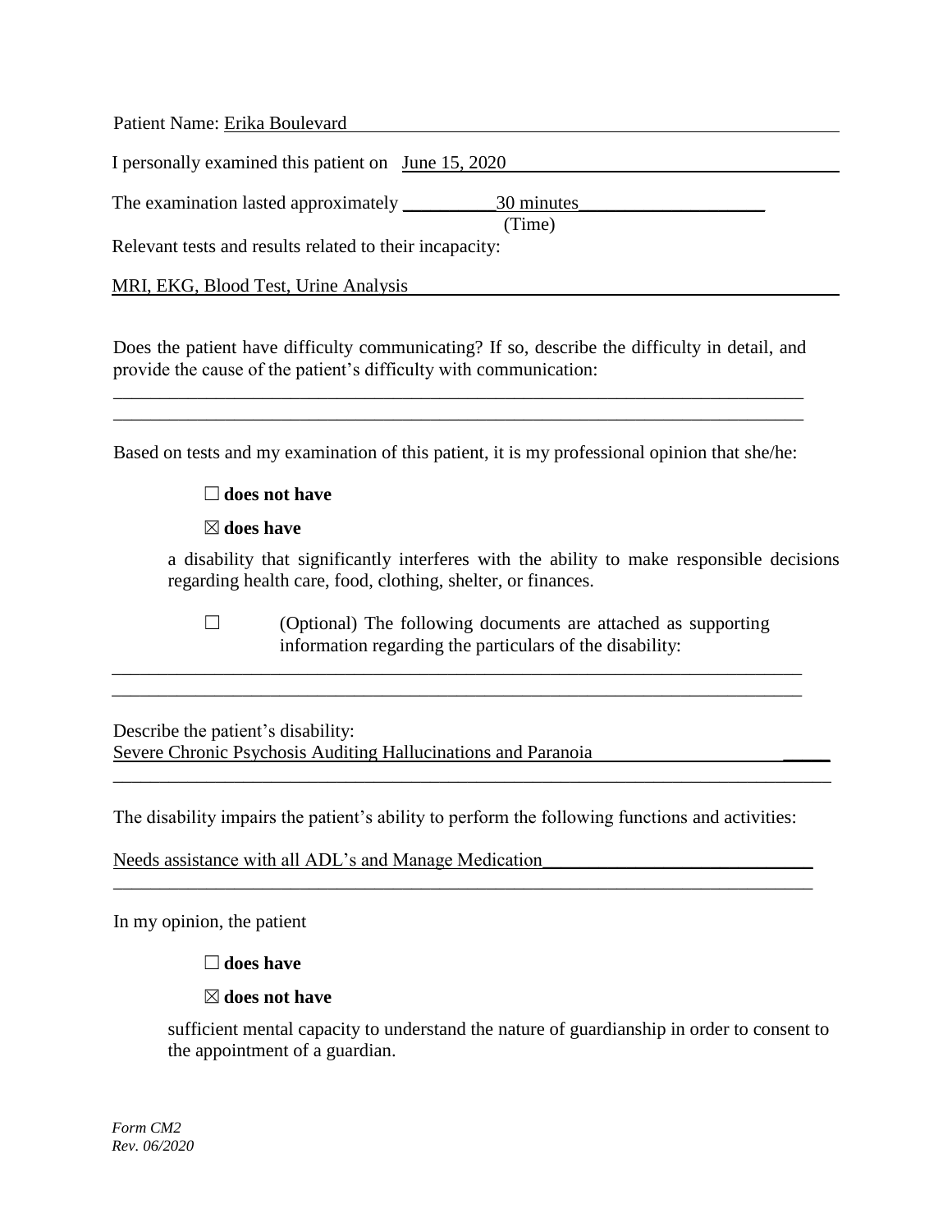Patient Name: Erika Boulevard

I personally examined this patient on June 15, 2020

The examination lasted approximately 30 minutes
(Time)

Relevant tests and results related to their incapacity:

MRI, EKG, Blood Test, Urine Analysis

Does the patient have difficulty communicating? If so, describe the difficulty in detail, and provide the cause of the patient's difficulty with communication:

Based on tests and my examination of this patient, it is my professional opinion that she/he:

☐ **does not have**

☒ **does have**

a disability that significantly interferes with the ability to make responsible decisions regarding health care, food, clothing, shelter, or finances.

☐ (Optional) The following documents are attached as supporting information regarding the particulars of the disability:

Describe the patient's disability:
Severe Chronic Psychosis Auditing Hallucinations and Paranoia

The disability impairs the patient's ability to perform the following functions and activities:

Needs assistance with all ADL's and Manage Medication

In my opinion, the patient

☐ **does have**

☒ **does not have**

sufficient mental capacity to understand the nature of guardianship in order to consent to the appointment of a guardian.

*Form CM2*
*Rev. 06/2020*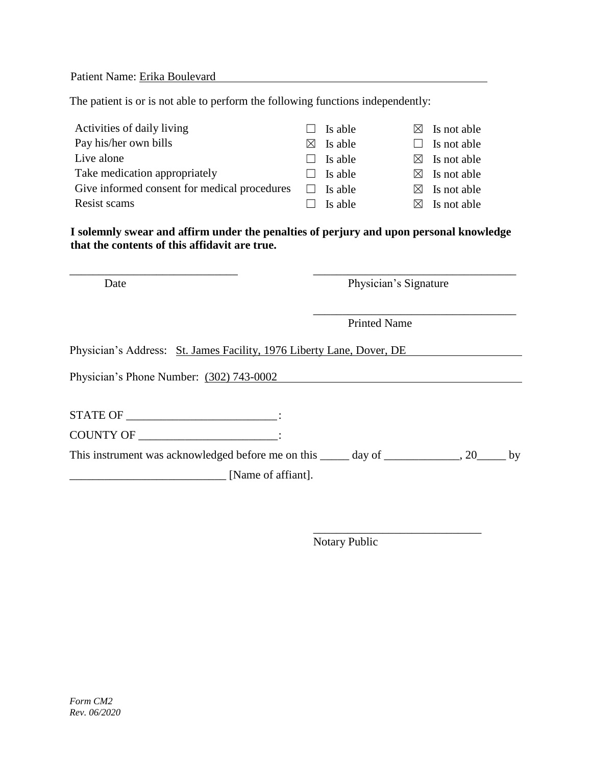Patient Name: Erika Boulevard

The patient is or is not able to perform the following functions independently:

| | | |
|---|---|---|
| Activities of daily living | ☐ Is able | ☒ Is not able |
| Pay his/her own bills | ☒ Is able | ☐ Is not able |
| Live alone | ☐ Is able | ☒ Is not able |
| Take medication appropriately | ☐ Is able | ☒ Is not able |
| Give informed consent for medical procedures | ☐ Is able | ☒ Is not able |
| Resist scams | ☐ Is able | ☒ Is not able |

**I solemnly swear and affirm under the penalties of perjury and upon personal knowledge that the contents of this affidavit are true.**

_____________________________ Date

___________________________________ Physician's Signature

___________________________________ Printed Name

Physician's Address: St. James Facility, 1976 Liberty Lane, Dover, DE

Physician's Phone Number: (302) 743-0002

STATE OF __________________________:

COUNTY OF ________________________:

This instrument was acknowledged before me on this _____ day of _____________, 20_____ by ___________________________ [Name of affiant].

_____________________________ Notary Public

*Form CM2*
*Rev. 06/2020*